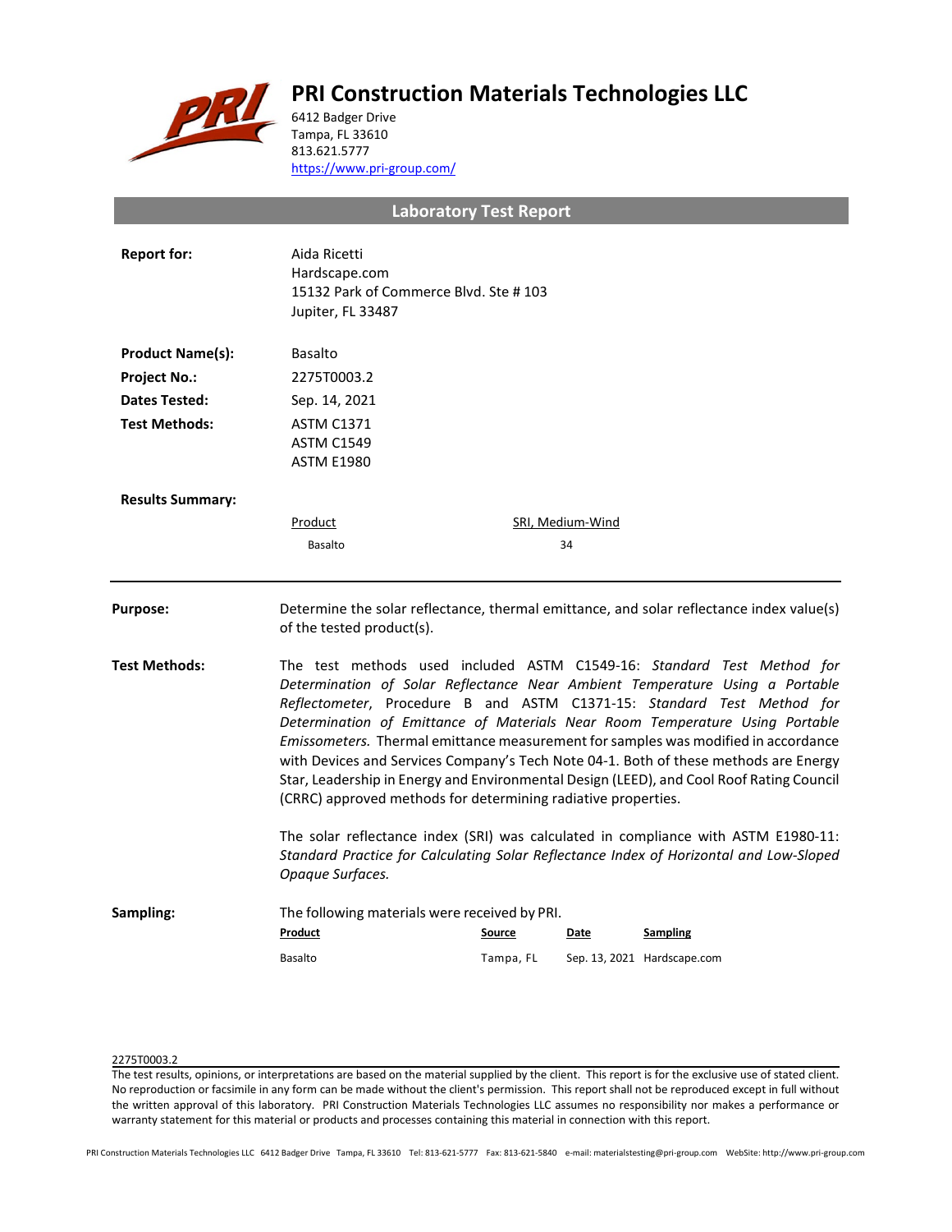# PRI Construction Materials Technologies LLC

6412 Badger Drive
Tampa, FL 33610
813.621.5777
https://www.pri-group.com/

## Laboratory Test Report

**Report for:** Aida Ricetti
Hardscape.com
15132 Park of Commerce Blvd. Ste # 103
Jupiter, FL 33487

**Product Name(s):** Basalto

**Project No.:** 2275T0003.2

**Dates Tested:** Sep. 14, 2021

**Test Methods:** ASTM C1371
ASTM C1549
ASTM E1980

**Results Summary:**

| Product | SRI, Medium-Wind |
|---|---|
| Basalto | 34 |

---

**Purpose:** Determine the solar reflectance, thermal emittance, and solar reflectance index value(s) of the tested product(s).

**Test Methods:** The test methods used included ASTM C1549-16: *Standard Test Method for Determination of Solar Reflectance Near Ambient Temperature Using a Portable Reflectometer*, Procedure B and ASTM C1371-15: *Standard Test Method for Determination of Emittance of Materials Near Room Temperature Using Portable Emissometers.* Thermal emittance measurement for samples was modified in accordance with Devices and Services Company's Tech Note 04-1. Both of these methods are Energy Star, Leadership in Energy and Environmental Design (LEED), and Cool Roof Rating Council (CRRC) approved methods for determining radiative properties.

The solar reflectance index (SRI) was calculated in compliance with ASTM E1980-11: *Standard Practice for Calculating Solar Reflectance Index of Horizontal and Low-Sloped Opaque Surfaces.*

**Sampling:** The following materials were received by PRI.

| Product | Source | Date | Sampling |
|---|---|---|---|
| Basalto | Tampa, FL | Sep. 13, 2021 | Hardscape.com |

2275T0003.2

The test results, opinions, or interpretations are based on the material supplied by the client. This report is for the exclusive use of stated client. No reproduction or facsimile in any form can be made without the client's permission. This report shall not be reproduced except in full without the written approval of this laboratory. PRI Construction Materials Technologies LLC assumes no responsibility nor makes a performance or warranty statement for this material or products and processes containing this material in connection with this report.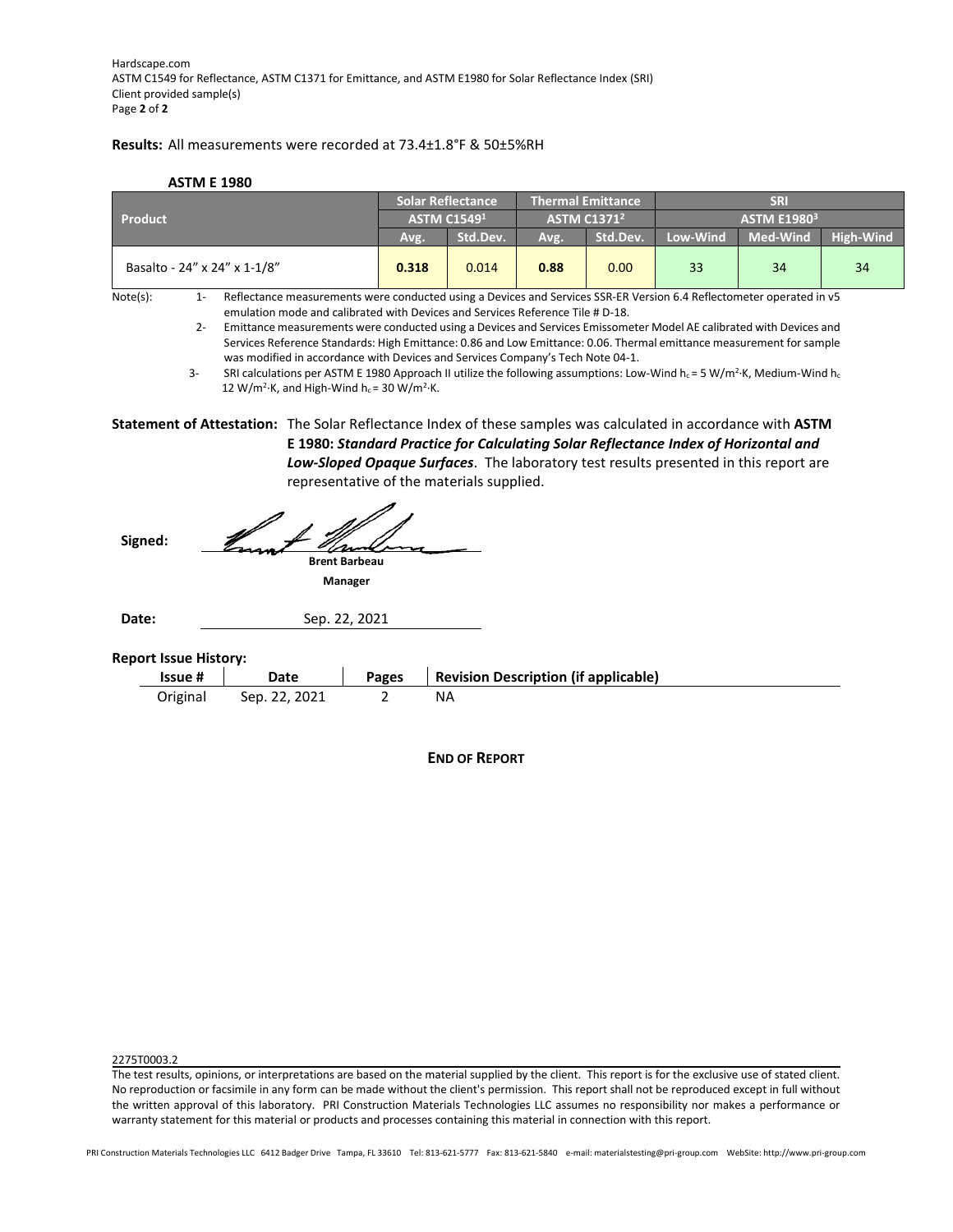Hardscape.com
ASTM C1549 for Reflectance, ASTM C1371 for Emittance, and ASTM E1980 for Solar Reflectance Index (SRI)
Client provided sample(s)

**Results:** All measurements were recorded at 73.4±1.8°F & 50±5%RH

**ASTM E 1980**

| Product | Solar Reflectance ASTM C1549[1] | | Thermal Emittance ASTM C1371[2] | | SRI ASTM E1980[3] | | |
|---|---|---|---|---|---|---|---|
| | Avg. | Std.Dev. | Avg. | Std.Dev. | Low-Wind | Med-Wind | High-Wind |
| Basalto - 24" x 24" x 1-1/8" | **0.318** | 0.014 | **0.88** | 0.00 | 33 | 34 | 34 |

Note(s):

1- Reflectance measurements were conducted using a Devices and Services SSR-ER Version 6.4 Reflectometer operated in v5 emulation mode and calibrated with Devices and Services Reference Tile # D-18.

2- Emittance measurements were conducted using a Devices and Services Emissometer Model AE calibrated with Devices and Services Reference Standards: High Emittance: 0.86 and Low Emittance: 0.06. Thermal emittance measurement for sample was modified in accordance with Devices and Services Company's Tech Note 04-1.

3- SRI calculations per ASTM E 1980 Approach II utilize the following assumptions: Low-Wind $h_c = 5\ W/m^2{\cdot}K$, Medium-Wind $h_c$ $12\ W/m^2{\cdot}K$, and High-Wind $h_c = 30\ W/m^2{\cdot}K$.

**Statement of Attestation:** The Solar Reflectance Index of these samples was calculated in accordance with **ASTM E 1980:** ***Standard Practice for Calculating Solar Reflectance Index of Horizontal and Low-Sloped Opaque Surfaces***. The laboratory test results presented in this report are representative of the materials supplied.

**Signed:**

**Brent Barbeau**
**Manager**

**Date:** Sep. 22, 2021

**Report Issue History:**

| Issue # | Date | Pages | Revision Description (if applicable) |
|---|---|---|---|
| Original | Sep. 22, 2021 | 2 | NA |

**END OF REPORT**

2275T0003.2

The test results, opinions, or interpretations are based on the material supplied by the client. This report is for the exclusive use of stated client. No reproduction or facsimile in any form can be made without the client's permission. This report shall not be reproduced except in full without the written approval of this laboratory. PRI Construction Materials Technologies LLC assumes no responsibility nor makes a performance or warranty statement for this material or products and processes containing this material in connection with this report.

PRI Construction Materials Technologies LLC 6412 Badger Drive Tampa, FL 33610 Tel: 813-621-5777 Fax: 813-621-5840 e-mail: materialstesting@pri-group.com WebSite: http://www.pri-group.com